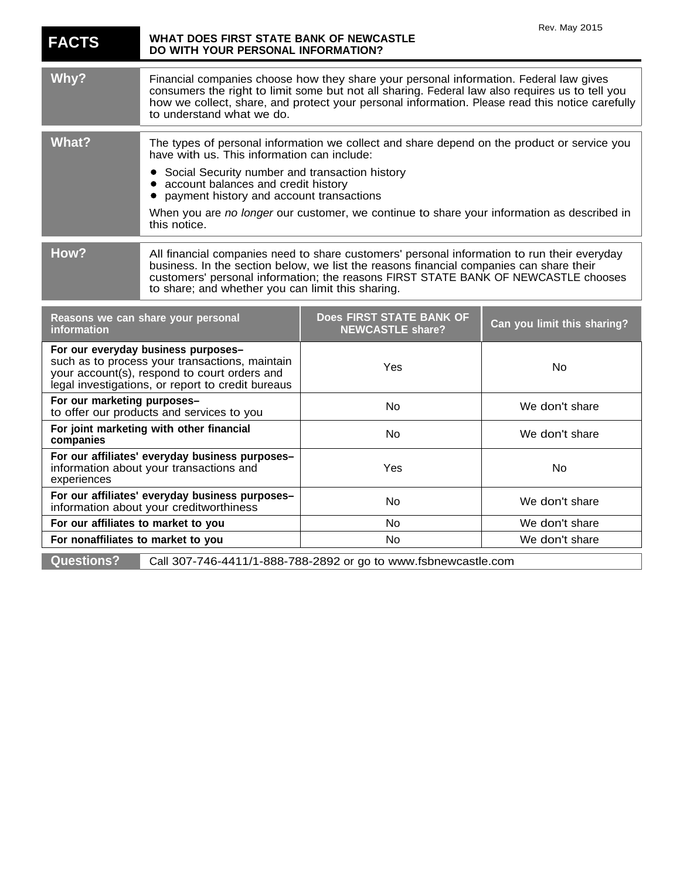Rev. May 2015

# FACTS — WHAT DOES FIRST STATE BANK OF NEWCASTLE DO WITH YOUR PERSONAL INFORMATION?

**Why?**

Financial companies choose how they share your personal information. Federal law gives consumers the right to limit some but not all sharing. Federal law also requires us to tell you how we collect, share, and protect your personal information. Please read this notice carefully to understand what we do.

**What?**

The types of personal information we collect and share depend on the product or service you have with us. This information can include:

- Social Security number and transaction history
- account balances and credit history
- payment history and account transactions

When you are *no longer* our customer, we continue to share your information as described in this notice.

**How?**

All financial companies need to share customers' personal information to run their everyday business. In the section below, we list the reasons financial companies can share their customers' personal information; the reasons FIRST STATE BANK OF NEWCASTLE chooses to share; and whether you can limit this sharing.

| Reasons we can share your personal information | Does FIRST STATE BANK OF NEWCASTLE share? | Can you limit this sharing? |
|---|---|---|
| **For our everyday business purposes–** such as to process your transactions, maintain your account(s), respond to court orders and legal investigations, or report to credit bureaus | Yes | No |
| **For our marketing purposes–** to offer our products and services to you | No | We don't share |
| **For joint marketing with other financial companies** | No | We don't share |
| **For our affiliates' everyday business purposes–** information about your transactions and experiences | Yes | No |
| **For our affiliates' everyday business purposes–** information about your creditworthiness | No | We don't share |
| **For our affiliates to market to you** | No | We don't share |
| **For nonaffiliates to market to you** | No | We don't share |

**Questions?** Call 307-746-4411/1-888-788-2892 or go to www.fsbnewcastle.com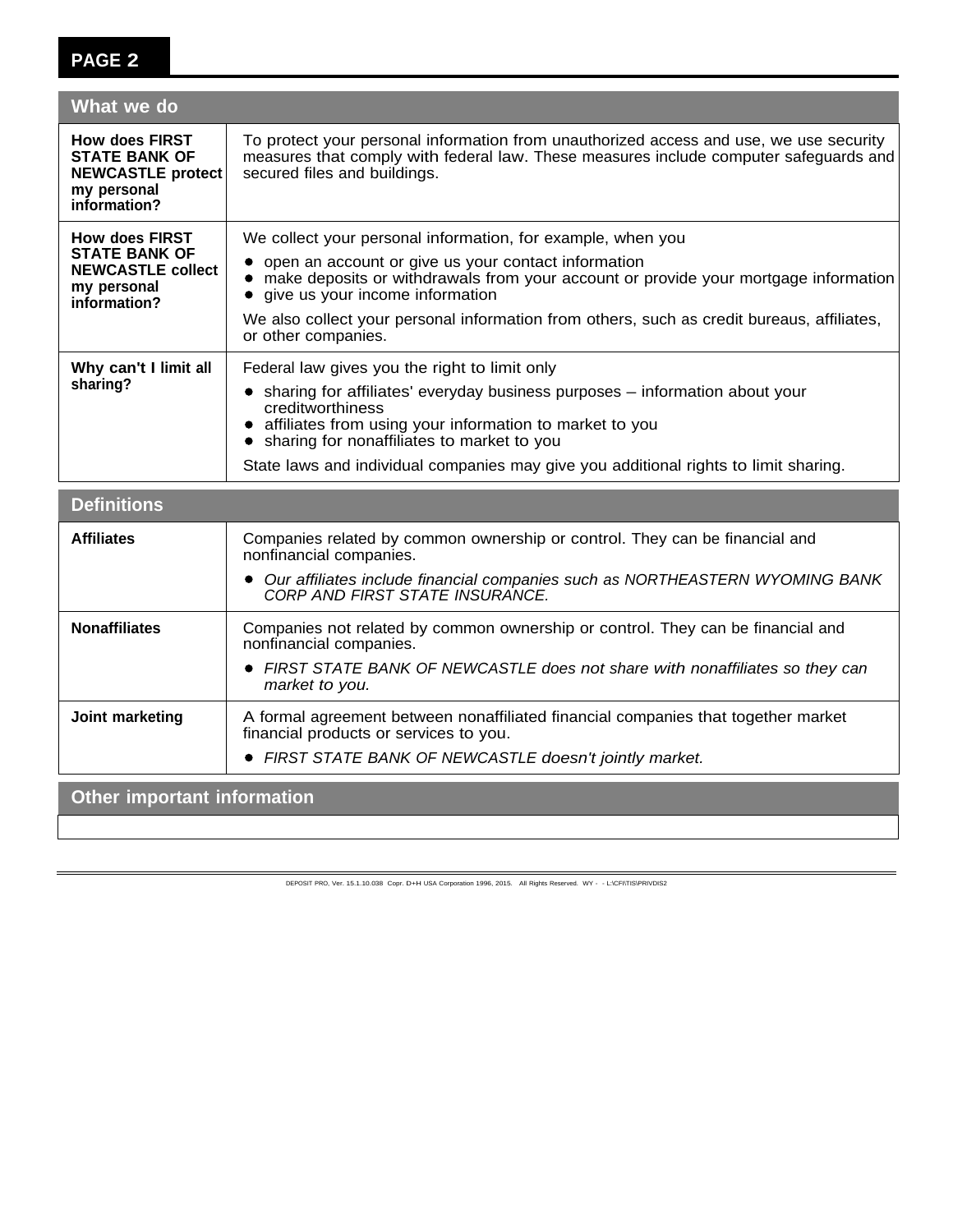## What we do

| | |
|---|---|
| **How does FIRST STATE BANK OF NEWCASTLE protect my personal information?** | To protect your personal information from unauthorized access and use, we use security measures that comply with federal law. These measures include computer safeguards and secured files and buildings. |
| **How does FIRST STATE BANK OF NEWCASTLE collect my personal information?** | We collect your personal information, for example, when you<br>• open an account or give us your contact information<br>• make deposits or withdrawals from your account or provide your mortgage information<br>• give us your income information<br>We also collect your personal information from others, such as credit bureaus, affiliates, or other companies. |
| **Why can't I limit all sharing?** | Federal law gives you the right to limit only<br>• sharing for affiliates' everyday business purposes – information about your creditworthiness<br>• affiliates from using your information to market to you<br>• sharing for nonaffiliates to market to you<br>State laws and individual companies may give you additional rights to limit sharing. |

## Definitions

| | |
|---|---|
| **Affiliates** | Companies related by common ownership or control. They can be financial and nonfinancial companies.<br>• *Our affiliates include financial companies such as NORTHEASTERN WYOMING BANK CORP AND FIRST STATE INSURANCE.* |
| **Nonaffiliates** | Companies not related by common ownership or control. They can be financial and nonfinancial companies.<br>• *FIRST STATE BANK OF NEWCASTLE does not share with nonaffiliates so they can market to you.* |
| **Joint marketing** | A formal agreement between nonaffiliated financial companies that together market financial products or services to you.<br>• *FIRST STATE BANK OF NEWCASTLE doesn't jointly market.* |

## Other important information

DEPOSIT PRO, Ver. 15.1.10.038 Copr. D+H USA Corporation 1996, 2015. All Rights Reserved. WY - - L:\CFI\TIS\PRIVDIS2